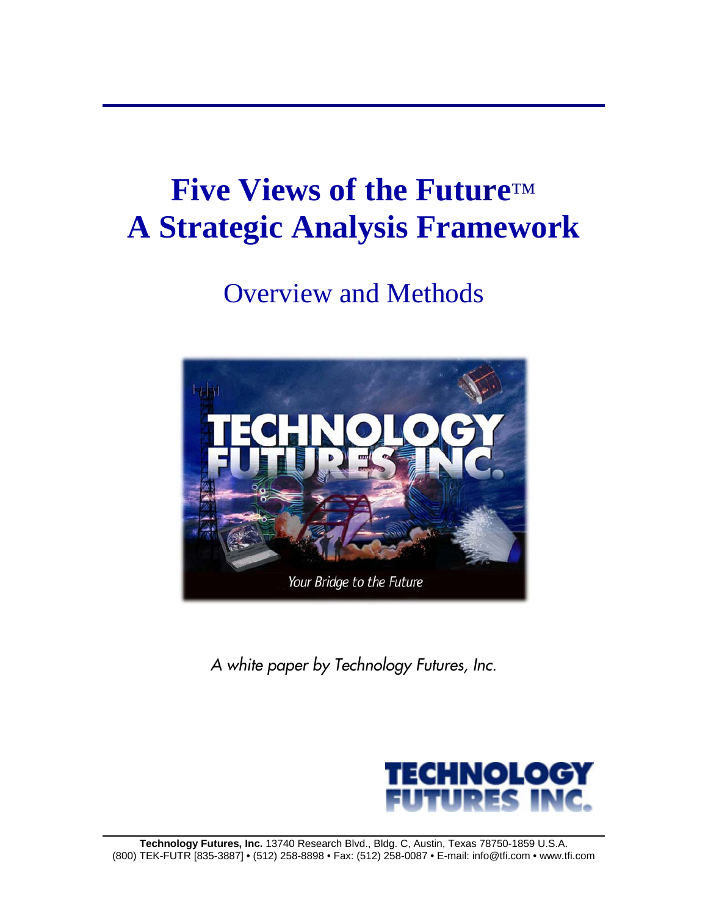# Five Views of the Future™
# A Strategic Analysis Framework

## Overview and Methods

*A white paper by Technology Futures, Inc.*

**Technology Futures, Inc.** 13740 Research Blvd., Bldg. C, Austin, Texas 78750-1859 U.S.A.
(800) TEK-FUTR [835-3887] • (512) 258-8898 • Fax: (512) 258-0087 • E-mail: info@tfi.com • www.tfi.com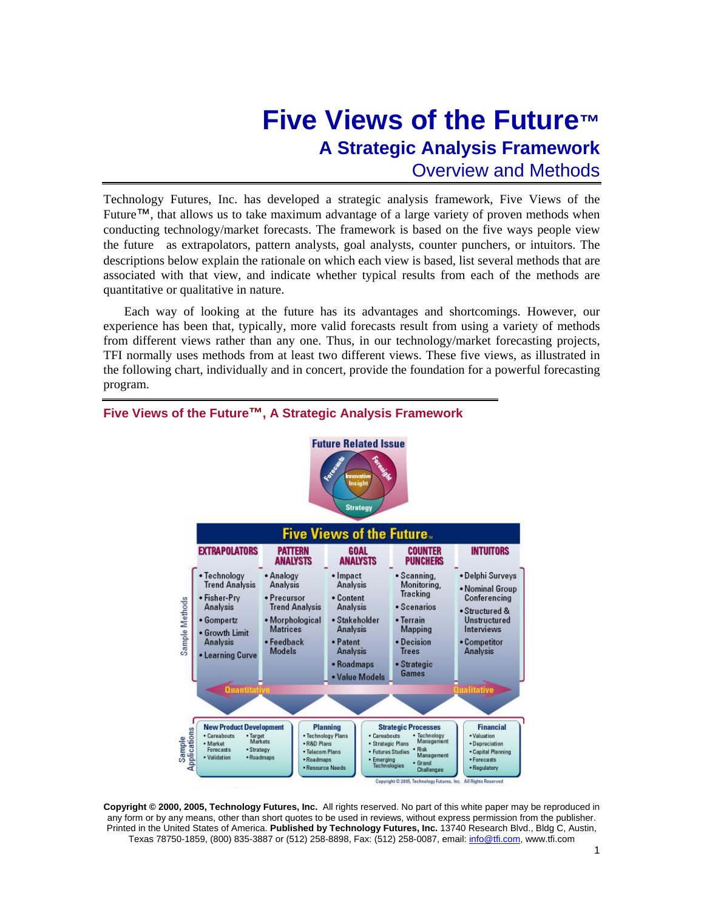# Five Views of the Future™

## A Strategic Analysis Framework

### Overview and Methods

Technology Futures, Inc. has developed a strategic analysis framework, Five Views of the Future™, that allows us to take maximum advantage of a large variety of proven methods when conducting technology/market forecasts. The framework is based on the five ways people view the future as extrapolators, pattern analysts, goal analysts, counter punchers, or intuitors. The descriptions below explain the rationale on which each view is based, list several methods that are associated with that view, and indicate whether typical results from each of the methods are quantitative or qualitative in nature.

Each way of looking at the future has its advantages and shortcomings. However, our experience has been that, typically, more valid forecasts result from using a variety of methods from different views rather than any one. Thus, in our technology/market forecasting projects, TFI normally uses methods from at least two different views. These five views, as illustrated in the following chart, individually and in concert, provide the foundation for a powerful forecasting program.

### Five Views of the Future™, A Strategic Analysis Framework

Future Related Issue

Forecasts

Foresight

Innovative Insight

Strategy

Five Views of the Future™

EXTRAPOLATORS

PATTERN ANALYSTS

GOAL ANALYSTS

COUNTER PUNCHERS

INTUITORS

Sample Methods

- Technology Trend Analysis
- Fisher-Pry Analysis
- Gompertz
- Growth Limit Analysis
- Learning Curve

- Analogy Analysis
- Precursor Trend Analysis
- Morphological Matrices
- Feedback Models

- Impact Analysis
- Content Analysis
- Stakeholder Analysis
- Patent Analysis
- Roadmaps
- Value Models

- Scanning, Monitoring, Tracking
- Scenarios
- Terrain Mapping
- Decision Trees
- Strategic Games

- Delphi Surveys
- Nominal Group Conferencing
- Structured & Unstructured Interviews
- Competitor Analysis

Quantitative

Qualitative

Sample Applications

New Product Development
- Careabouts
- Market Forecasts
- Validation
- Target Markets
- Strategy
- Roadmaps

Planning
- Technology Plans
- R&D Plans
- Telecom Plans
- Roadmaps
- Resource Needs

Strategic Processes
- Careabouts
- Strategic Plans
- Futures Studies
- Emerging Technologies
- Technology Management
- Risk Management
- Grand Challenges

Financial
- Valuation
- Depreciation
- Capital Planning
- Forecasts
- Regulatory

Copyright © 2005, Technology Futures, Inc. All Rights Reserved

**Copyright © 2000, 2005, Technology Futures, Inc.** All rights reserved. No part of this white paper may be reproduced in any form or by any means, other than short quotes to be used in reviews, without express permission from the publisher. Printed in the United States of America. **Published by Technology Futures, Inc.** 13740 Research Blvd., Bldg C, Austin, Texas 78750-1859, (800) 835-3887 or (512) 258-8898, Fax: (512) 258-0087, email: info@tfi.com, www.tfi.com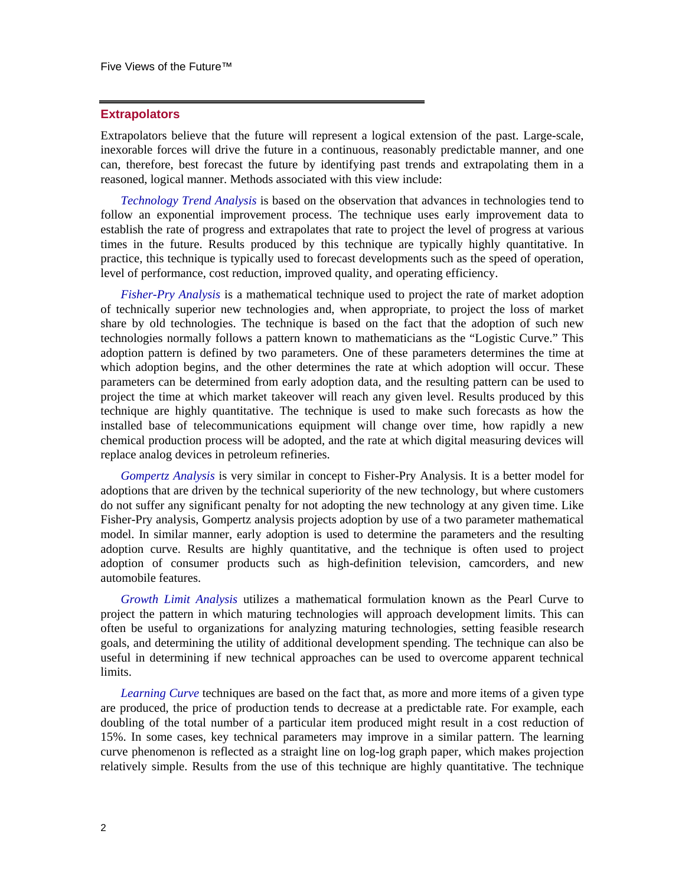## Extrapolators

Extrapolators believe that the future will represent a logical extension of the past. Large-scale, inexorable forces will drive the future in a continuous, reasonably predictable manner, and one can, therefore, best forecast the future by identifying past trends and extrapolating them in a reasoned, logical manner. Methods associated with this view include:

*Technology Trend Analysis* is based on the observation that advances in technologies tend to follow an exponential improvement process. The technique uses early improvement data to establish the rate of progress and extrapolates that rate to project the level of progress at various times in the future. Results produced by this technique are typically highly quantitative. In practice, this technique is typically used to forecast developments such as the speed of operation, level of performance, cost reduction, improved quality, and operating efficiency.

*Fisher-Pry Analysis* is a mathematical technique used to project the rate of market adoption of technically superior new technologies and, when appropriate, to project the loss of market share by old technologies. The technique is based on the fact that the adoption of such new technologies normally follows a pattern known to mathematicians as the "Logistic Curve." This adoption pattern is defined by two parameters. One of these parameters determines the time at which adoption begins, and the other determines the rate at which adoption will occur. These parameters can be determined from early adoption data, and the resulting pattern can be used to project the time at which market takeover will reach any given level. Results produced by this technique are highly quantitative. The technique is used to make such forecasts as how the installed base of telecommunications equipment will change over time, how rapidly a new chemical production process will be adopted, and the rate at which digital measuring devices will replace analog devices in petroleum refineries.

*Gompertz Analysis* is very similar in concept to Fisher-Pry Analysis. It is a better model for adoptions that are driven by the technical superiority of the new technology, but where customers do not suffer any significant penalty for not adopting the new technology at any given time. Like Fisher-Pry analysis, Gompertz analysis projects adoption by use of a two parameter mathematical model. In similar manner, early adoption is used to determine the parameters and the resulting adoption curve. Results are highly quantitative, and the technique is often used to project adoption of consumer products such as high-definition television, camcorders, and new automobile features.

*Growth Limit Analysis* utilizes a mathematical formulation known as the Pearl Curve to project the pattern in which maturing technologies will approach development limits. This can often be useful to organizations for analyzing maturing technologies, setting feasible research goals, and determining the utility of additional development spending. The technique can also be useful in determining if new technical approaches can be used to overcome apparent technical limits.

*Learning Curve* techniques are based on the fact that, as more and more items of a given type are produced, the price of production tends to decrease at a predictable rate. For example, each doubling of the total number of a particular item produced might result in a cost reduction of 15%. In some cases, key technical parameters may improve in a similar pattern. The learning curve phenomenon is reflected as a straight line on log-log graph paper, which makes projection relatively simple. Results from the use of this technique are highly quantitative. The technique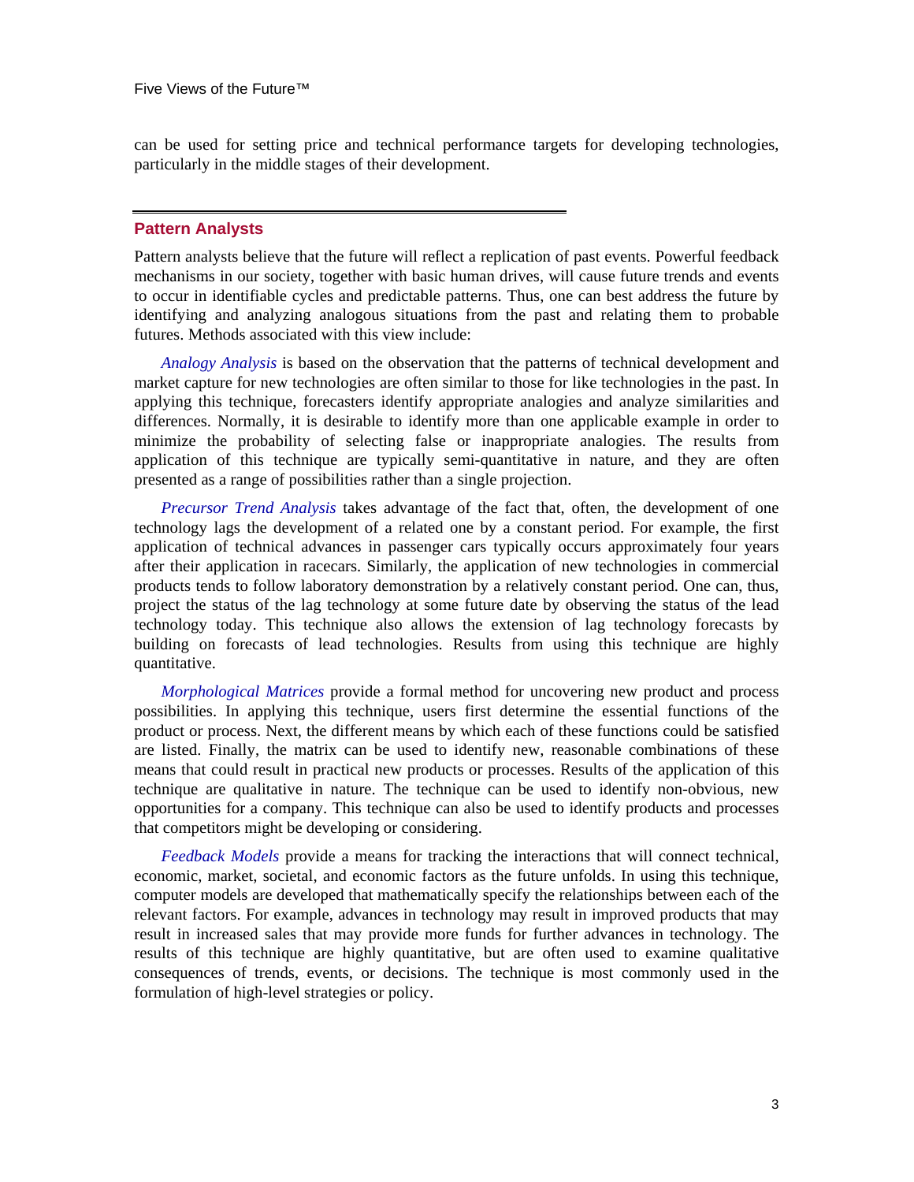can be used for setting price and technical performance targets for developing technologies, particularly in the middle stages of their development.

## Pattern Analysts

Pattern analysts believe that the future will reflect a replication of past events. Powerful feedback mechanisms in our society, together with basic human drives, will cause future trends and events to occur in identifiable cycles and predictable patterns. Thus, one can best address the future by identifying and analyzing analogous situations from the past and relating them to probable futures. Methods associated with this view include:

*Analogy Analysis* is based on the observation that the patterns of technical development and market capture for new technologies are often similar to those for like technologies in the past. In applying this technique, forecasters identify appropriate analogies and analyze similarities and differences. Normally, it is desirable to identify more than one applicable example in order to minimize the probability of selecting false or inappropriate analogies. The results from application of this technique are typically semi-quantitative in nature, and they are often presented as a range of possibilities rather than a single projection.

*Precursor Trend Analysis* takes advantage of the fact that, often, the development of one technology lags the development of a related one by a constant period. For example, the first application of technical advances in passenger cars typically occurs approximately four years after their application in racecars. Similarly, the application of new technologies in commercial products tends to follow laboratory demonstration by a relatively constant period. One can, thus, project the status of the lag technology at some future date by observing the status of the lead technology today. This technique also allows the extension of lag technology forecasts by building on forecasts of lead technologies. Results from using this technique are highly quantitative.

*Morphological Matrices* provide a formal method for uncovering new product and process possibilities. In applying this technique, users first determine the essential functions of the product or process. Next, the different means by which each of these functions could be satisfied are listed. Finally, the matrix can be used to identify new, reasonable combinations of these means that could result in practical new products or processes. Results of the application of this technique are qualitative in nature. The technique can be used to identify non-obvious, new opportunities for a company. This technique can also be used to identify products and processes that competitors might be developing or considering.

*Feedback Models* provide a means for tracking the interactions that will connect technical, economic, market, societal, and economic factors as the future unfolds. In using this technique, computer models are developed that mathematically specify the relationships between each of the relevant factors. For example, advances in technology may result in improved products that may result in increased sales that may provide more funds for further advances in technology. The results of this technique are highly quantitative, but are often used to examine qualitative consequences of trends, events, or decisions. The technique is most commonly used in the formulation of high-level strategies or policy.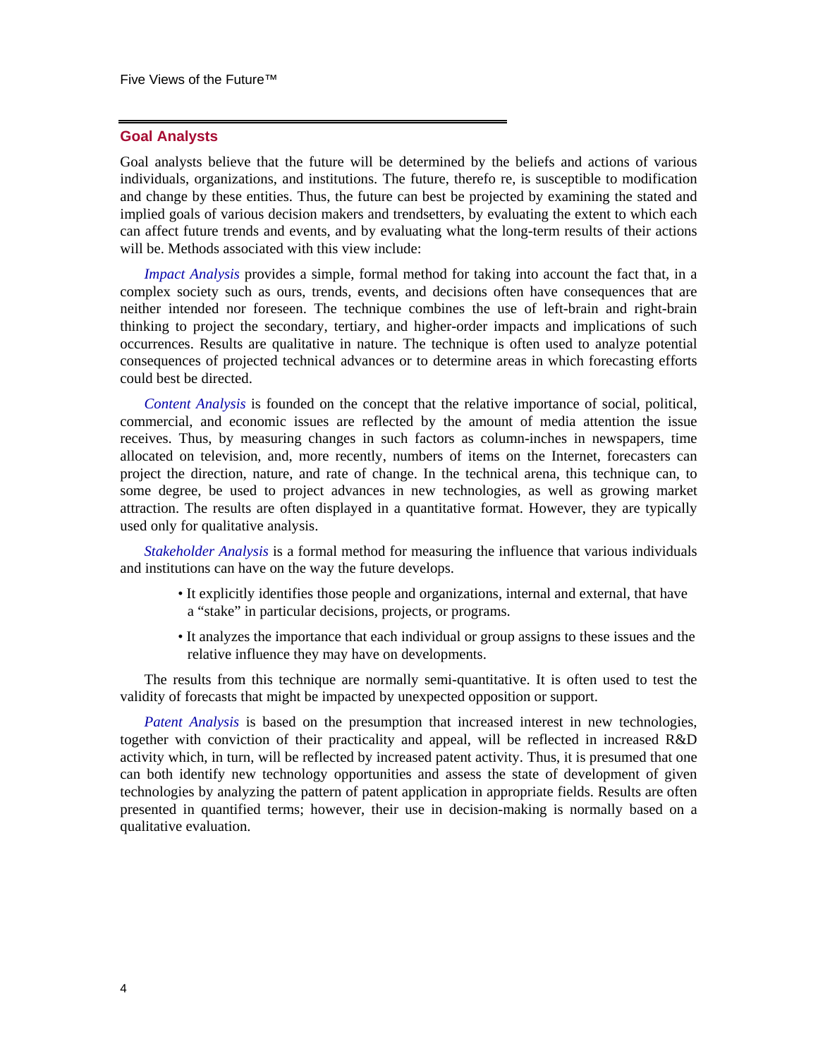## Goal Analysts

Goal analysts believe that the future will be determined by the beliefs and actions of various individuals, organizations, and institutions. The future, therefo re, is susceptible to modification and change by these entities. Thus, the future can best be projected by examining the stated and implied goals of various decision makers and trendsetters, by evaluating the extent to which each can affect future trends and events, and by evaluating what the long-term results of their actions will be. Methods associated with this view include:

*Impact Analysis* provides a simple, formal method for taking into account the fact that, in a complex society such as ours, trends, events, and decisions often have consequences that are neither intended nor foreseen. The technique combines the use of left-brain and right-brain thinking to project the secondary, tertiary, and higher-order impacts and implications of such occurrences. Results are qualitative in nature. The technique is often used to analyze potential consequences of projected technical advances or to determine areas in which forecasting efforts could best be directed.

*Content Analysis* is founded on the concept that the relative importance of social, political, commercial, and economic issues are reflected by the amount of media attention the issue receives. Thus, by measuring changes in such factors as column-inches in newspapers, time allocated on television, and, more recently, numbers of items on the Internet, forecasters can project the direction, nature, and rate of change. In the technical arena, this technique can, to some degree, be used to project advances in new technologies, as well as growing market attraction. The results are often displayed in a quantitative format. However, they are typically used only for qualitative analysis.

*Stakeholder Analysis* is a formal method for measuring the influence that various individuals and institutions can have on the way the future develops.

- It explicitly identifies those people and organizations, internal and external, that have a "stake" in particular decisions, projects, or programs.
- It analyzes the importance that each individual or group assigns to these issues and the relative influence they may have on developments.

The results from this technique are normally semi-quantitative. It is often used to test the validity of forecasts that might be impacted by unexpected opposition or support.

*Patent Analysis* is based on the presumption that increased interest in new technologies, together with conviction of their practicality and appeal, will be reflected in increased R&D activity which, in turn, will be reflected by increased patent activity. Thus, it is presumed that one can both identify new technology opportunities and assess the state of development of given technologies by analyzing the pattern of patent application in appropriate fields. Results are often presented in quantified terms; however, their use in decision-making is normally based on a qualitative evaluation.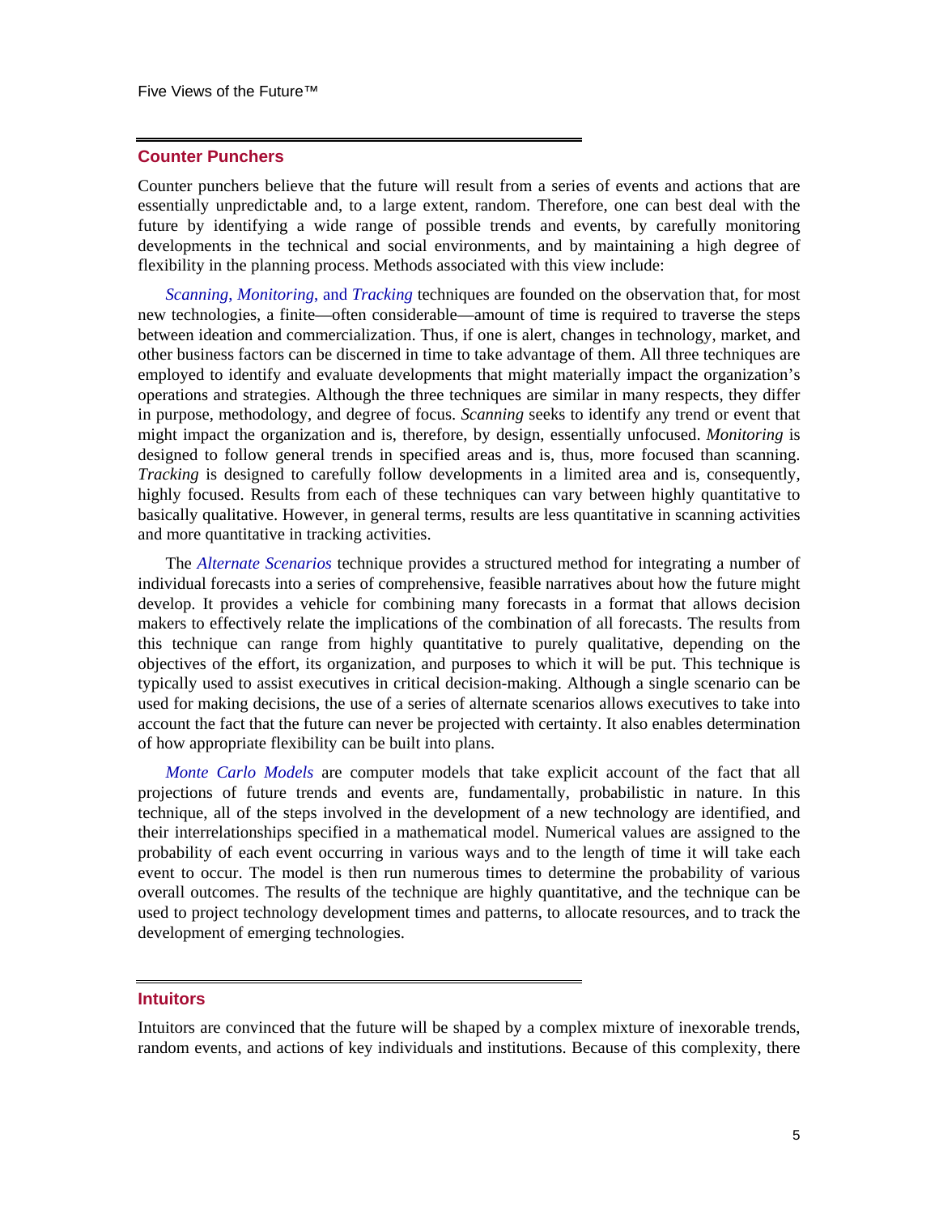## Counter Punchers

Counter punchers believe that the future will result from a series of events and actions that are essentially unpredictable and, to a large extent, random. Therefore, one can best deal with the future by identifying a wide range of possible trends and events, by carefully monitoring developments in the technical and social environments, and by maintaining a high degree of flexibility in the planning process. Methods associated with this view include:

*Scanning*, *Monitoring*, and *Tracking* techniques are founded on the observation that, for most new technologies, a finite—often considerable—amount of time is required to traverse the steps between ideation and commercialization. Thus, if one is alert, changes in technology, market, and other business factors can be discerned in time to take advantage of them. All three techniques are employed to identify and evaluate developments that might materially impact the organization's operations and strategies. Although the three techniques are similar in many respects, they differ in purpose, methodology, and degree of focus. *Scanning* seeks to identify any trend or event that might impact the organization and is, therefore, by design, essentially unfocused. *Monitoring* is designed to follow general trends in specified areas and is, thus, more focused than scanning. *Tracking* is designed to carefully follow developments in a limited area and is, consequently, highly focused. Results from each of these techniques can vary between highly quantitative to basically qualitative. However, in general terms, results are less quantitative in scanning activities and more quantitative in tracking activities.

The *Alternate Scenarios* technique provides a structured method for integrating a number of individual forecasts into a series of comprehensive, feasible narratives about how the future might develop. It provides a vehicle for combining many forecasts in a format that allows decision makers to effectively relate the implications of the combination of all forecasts. The results from this technique can range from highly quantitative to purely qualitative, depending on the objectives of the effort, its organization, and purposes to which it will be put. This technique is typically used to assist executives in critical decision-making. Although a single scenario can be used for making decisions, the use of a series of alternate scenarios allows executives to take into account the fact that the future can never be projected with certainty. It also enables determination of how appropriate flexibility can be built into plans.

*Monte Carlo Models* are computer models that take explicit account of the fact that all projections of future trends and events are, fundamentally, probabilistic in nature. In this technique, all of the steps involved in the development of a new technology are identified, and their interrelationships specified in a mathematical model. Numerical values are assigned to the probability of each event occurring in various ways and to the length of time it will take each event to occur. The model is then run numerous times to determine the probability of various overall outcomes. The results of the technique are highly quantitative, and the technique can be used to project technology development times and patterns, to allocate resources, and to track the development of emerging technologies.

## Intuitors

Intuitors are convinced that the future will be shaped by a complex mixture of inexorable trends, random events, and actions of key individuals and institutions. Because of this complexity, there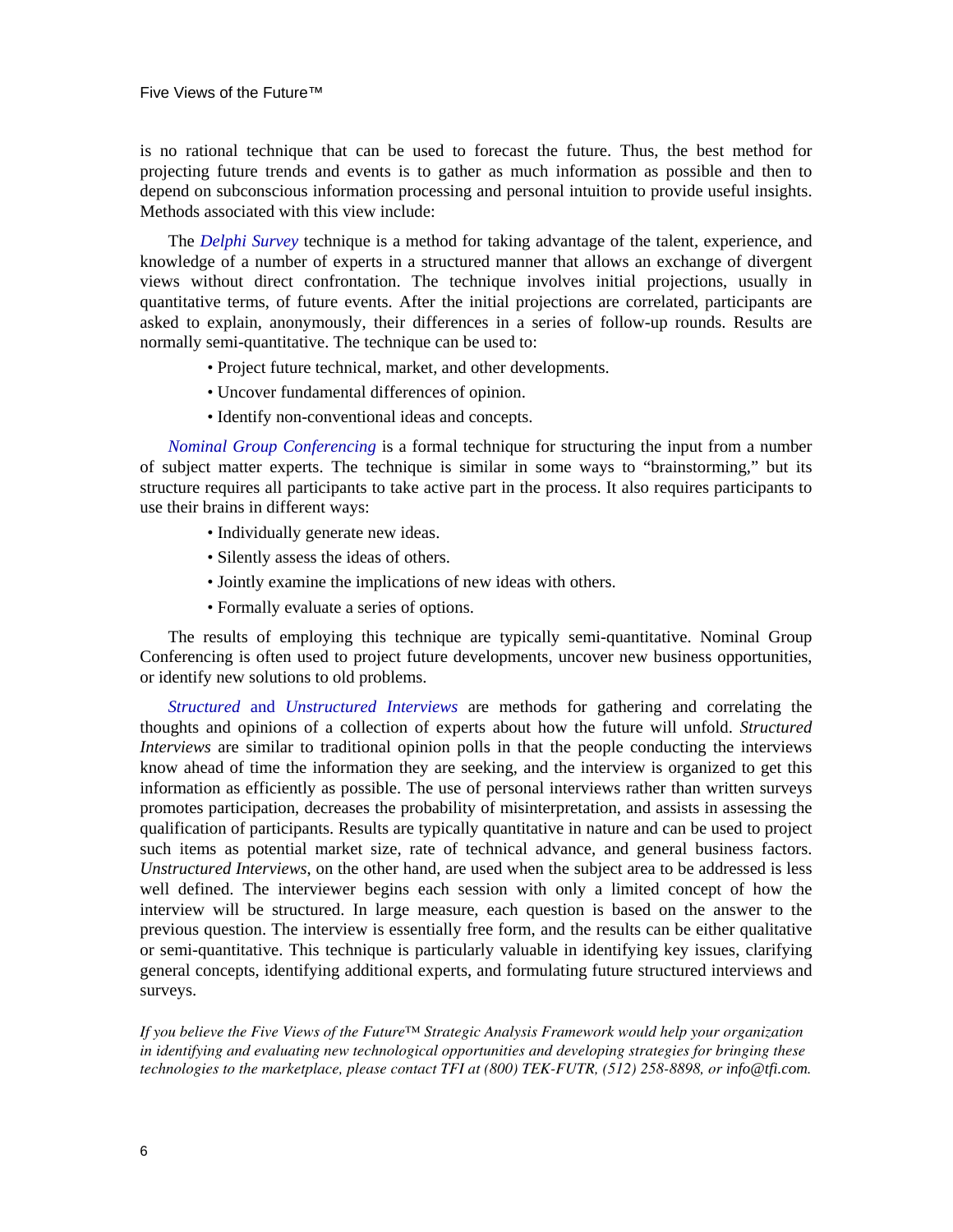is no rational technique that can be used to forecast the future. Thus, the best method for projecting future trends and events is to gather as much information as possible and then to depend on subconscious information processing and personal intuition to provide useful insights. Methods associated with this view include:

The *Delphi Survey* technique is a method for taking advantage of the talent, experience, and knowledge of a number of experts in a structured manner that allows an exchange of divergent views without direct confrontation. The technique involves initial projections, usually in quantitative terms, of future events. After the initial projections are correlated, participants are asked to explain, anonymously, their differences in a series of follow-up rounds. Results are normally semi-quantitative. The technique can be used to:

- Project future technical, market, and other developments.
- Uncover fundamental differences of opinion.
- Identify non-conventional ideas and concepts.

*Nominal Group Conferencing* is a formal technique for structuring the input from a number of subject matter experts. The technique is similar in some ways to "brainstorming," but its structure requires all participants to take active part in the process. It also requires participants to use their brains in different ways:

- Individually generate new ideas.
- Silently assess the ideas of others.
- Jointly examine the implications of new ideas with others.
- Formally evaluate a series of options.

The results of employing this technique are typically semi-quantitative. Nominal Group Conferencing is often used to project future developments, uncover new business opportunities, or identify new solutions to old problems.

*Structured* and *Unstructured Interviews* are methods for gathering and correlating the thoughts and opinions of a collection of experts about how the future will unfold. *Structured Interviews* are similar to traditional opinion polls in that the people conducting the interviews know ahead of time the information they are seeking, and the interview is organized to get this information as efficiently as possible. The use of personal interviews rather than written surveys promotes participation, decreases the probability of misinterpretation, and assists in assessing the qualification of participants. Results are typically quantitative in nature and can be used to project such items as potential market size, rate of technical advance, and general business factors. *Unstructured Interviews*, on the other hand, are used when the subject area to be addressed is less well defined. The interviewer begins each session with only a limited concept of how the interview will be structured. In large measure, each question is based on the answer to the previous question. The interview is essentially free form, and the results can be either qualitative or semi-quantitative. This technique is particularly valuable in identifying key issues, clarifying general concepts, identifying additional experts, and formulating future structured interviews and surveys.

*If you believe the Five Views of the Future™ Strategic Analysis Framework would help your organization in identifying and evaluating new technological opportunities and developing strategies for bringing these technologies to the marketplace, please contact TFI at (800) TEK-FUTR, (512) 258-8898, or info@tfi.com.*